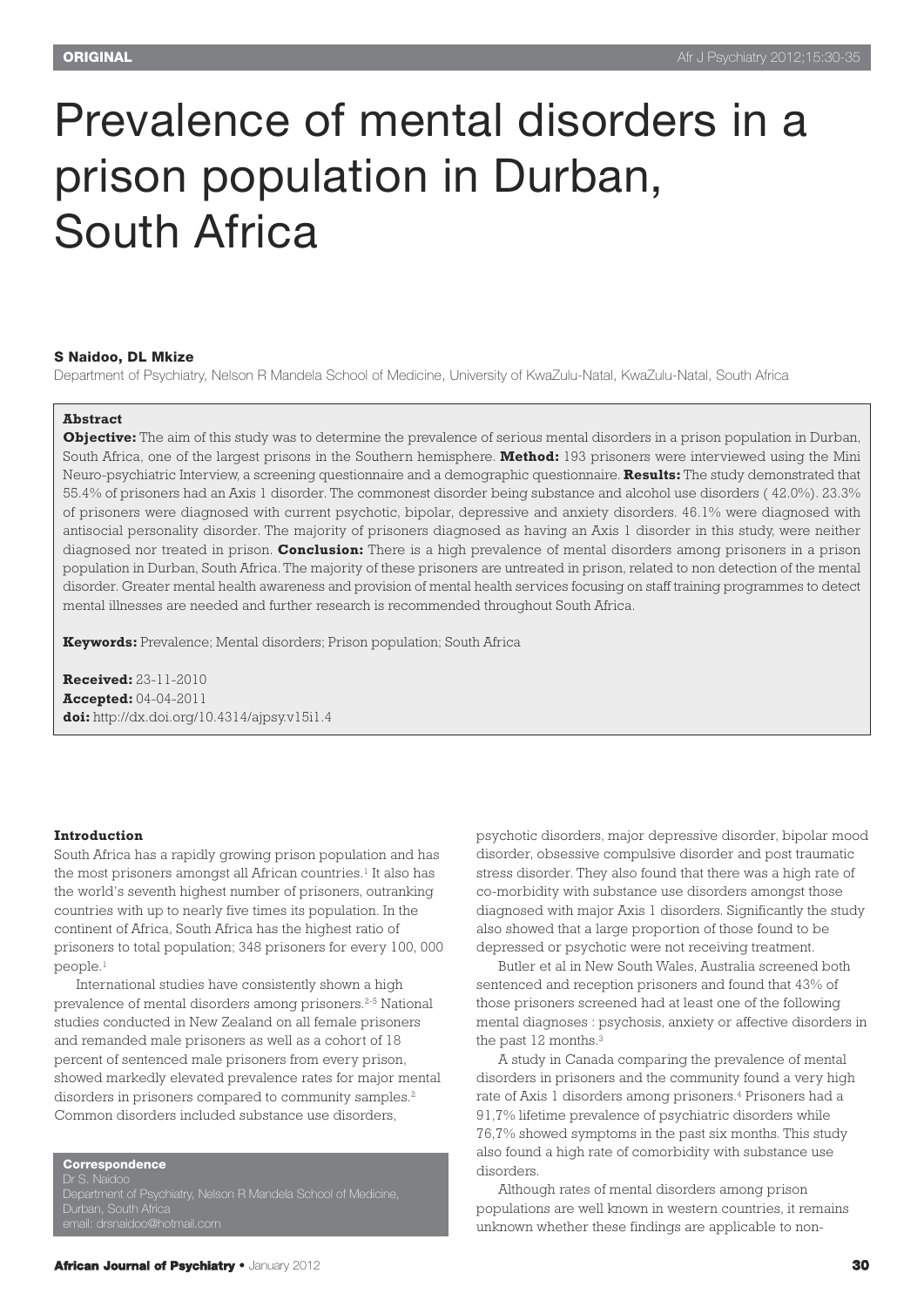ORIGINAL

# Prevalence of mental disorders in a prison population in Durban, South Africa

**S Naidoo, DL Mkize**

Department of Psychiatry, Nelson R Mandela School of Medicine, University of KwaZulu-Natal, KwaZulu-Natal, South Africa

**Abstract**

**Objective:** The aim of this study was to determine the prevalence of serious mental disorders in a prison population in Durban, South Africa, one of the largest prisons in the Southern hemisphere. **Method:** 193 prisoners were interviewed using the Mini Neuro-psychiatric Interview, a screening questionnaire and a demographic questionnaire. **Results:** The study demonstrated that 55.4% of prisoners had an Axis 1 disorder. The commonest disorder being substance and alcohol use disorders ( 42.0%). 23.3% of prisoners were diagnosed with current psychotic, bipolar, depressive and anxiety disorders. 46.1% were diagnosed with antisocial personality disorder. The majority of prisoners diagnosed as having an Axis 1 disorder in this study, were neither diagnosed nor treated in prison. **Conclusion:** There is a high prevalence of mental disorders among prisoners in a prison population in Durban, South Africa. The majority of these prisoners are untreated in prison, related to non detection of the mental disorder. Greater mental health awareness and provision of mental health services focusing on staff training programmes to detect mental illnesses are needed and further research is recommended throughout South Africa.

**Keywords:** Prevalence; Mental disorders; Prison population; South Africa

**Received:** 23-11-2010
**Accepted:** 04-04-2011
**doi:** http://dx.doi.org/10.4314/ajpsy.v15i1.4

## Introduction

South Africa has a rapidly growing prison population and has the most prisoners amongst all African countries.[1] It also has the world's seventh highest number of prisoners, outranking countries with up to nearly five times its population. In the continent of Africa, South Africa has the highest ratio of prisoners to total population; 348 prisoners for every 100, 000 people.[1]

International studies have consistently shown a high prevalence of mental disorders among prisoners.[2-5] National studies conducted in New Zealand on all female prisoners and remanded male prisoners as well as a cohort of 18 percent of sentenced male prisoners from every prison, showed markedly elevated prevalence rates for major mental disorders in prisoners compared to community samples.[2] Common disorders included substance use disorders, psychotic disorders, major depressive disorder, bipolar mood disorder, obsessive compulsive disorder and post traumatic stress disorder. They also found that there was a high rate of co-morbidity with substance use disorders amongst those diagnosed with major Axis 1 disorders. Significantly the study also showed that a large proportion of those found to be depressed or psychotic were not receiving treatment.

Butler et al in New South Wales, Australia screened both sentenced and reception prisoners and found that 43% of those prisoners screened had at least one of the following mental diagnoses : psychosis, anxiety or affective disorders in the past 12 months.[3]

A study in Canada comparing the prevalence of mental disorders in prisoners and the community found a very high rate of Axis 1 disorders among prisoners.[4] Prisoners had a 91,7% lifetime prevalence of psychiatric disorders while 76,7% showed symptoms in the past six months. This study also found a high rate of comorbidity with substance use disorders.

Although rates of mental disorders among prison populations are well known in western countries, it remains unknown whether these findings are applicable to non-

**Correspondence**
Dr S. Naidoo
Department of Psychiatry, Nelson R Mandela School of Medicine, Durban, South Africa
email: drsnaidoo@hotmail.com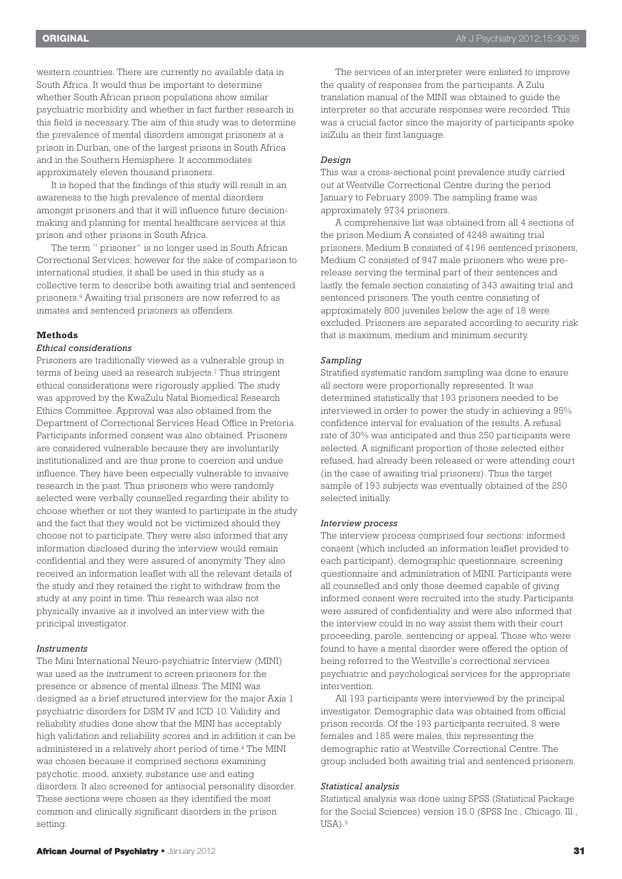western countries. There are currently no available data in South Africa. It would thus be important to determine whether South African prison populations show similar psychiatric morbidity and whether in fact further research in this field is necessary. The aim of this study was to determine the prevalence of mental disorders amongst prisoners at a prison in Durban, one of the largest prisons in South Africa and in the Southern Hemisphere. It accommodates approximately eleven thousand prisoners.

It is hoped that the findings of this study will result in an awareness to the high prevalence of mental disorders amongst prisoners and that it will influence future decision-making and planning for mental healthcare services at this prison and other prisons in South Africa.

The term " prisoner" is no longer used in South African Correctional Services; however for the sake of comparison to international studies, it shall be used in this study as a collective term to describe both awaiting trial and sentenced prisoners.[6] Awaiting trial prisoners are now referred to as inmates and sentenced prisoners as offenders.

## Methods

### *Ethical considerations*

Prisoners are traditionally viewed as a vulnerable group in terms of being used as research subjects.[7] Thus stringent ethical considerations were rigorously applied. The study was approved by the KwaZulu Natal Biomedical Research Ethics Committee. Approval was also obtained from the Department of Correctional Services Head Office in Pretoria. Participants informed consent was also obtained. Prisoners are considered vulnerable because they are involuntarily institutionalized and are thus prone to coercion and undue influence. They have been especially vulnerable to invasive research in the past. Thus prisoners who were randomly selected were verbally counselled regarding their ability to choose whether or not they wanted to participate in the study and the fact that they would not be victimized should they choose not to participate. They were also informed that any information disclosed during the interview would remain confidential and they were assured of anonymity. They also received an information leaflet with all the relevant details of the study and they retained the right to withdraw from the study at any point in time. This research was also not physically invasive as it involved an interview with the principal investigator.

### *Instruments*

The Mini International Neuro-psychiatric Interview (MINI) was used as the instrument to screen prisoners for the presence or absence of mental illness. The MINI was designed as a brief structured interview for the major Axis 1 psychiatric disorders for DSM IV and ICD 10. Validity and reliability studies done show that the MINI has acceptably high validation and reliability scores and in addition it can be administered in a relatively short period of time.[8] The MINI was chosen because it comprised sections examining psychotic, mood, anxiety, substance use and eating disorders. It also screened for antisocial personality disorder. These sections were chosen as they identified the most common and clinically significant disorders in the prison setting.

The services of an interpreter were enlisted to improve the quality of responses from the participants. A Zulu translation manual of the MINI was obtained to guide the interpreter so that accurate responses were recorded. This was a crucial factor since the majority of participants spoke isiZulu as their first language.

### *Design*

This was a cross-sectional point prevalence study carried out at Westville Correctional Centre during the period January to February 2009. The sampling frame was approximately 9734 prisoners.

A comprehensive list was obtained from all 4 sections of the prison Medium A consisted of 4248 awaiting trial prisoners, Medium B consisted of 4196 sentenced prisoners, Medium C consisted of 947 male prisoners who were pre-release serving the terminal part of their sentences and lastly, the female section consisting of 343 awaiting trial and sentenced prisoners. The youth centre consisting of approximately 800 juveniles below the age of 18 were excluded. Prisoners are separated according to security risk that is maximum, medium and minimum security.

### *Sampling*

Stratified systematic random sampling was done to ensure all sectors were proportionally represented. It was determined statistically that 193 prisoners needed to be interviewed in order to power the study in achieving a 95% confidence interval for evaluation of the results. A refusal rate of 30% was anticipated and thus 250 participants were selected. A significant proportion of those selected either refused, had already been released or were attending court (in the case of awaiting trial prisoners). Thus the target sample of 193 subjects was eventually obtained of the 250 selected initially.

### *Interview process*

The interview process comprised four sections: informed consent (which included an information leaflet provided to each participant), demographic questionnaire, screening questionnaire and administration of MINI. Participants were all counselled and only those deemed capable of giving informed consent were recruited into the study. Participants were assured of confidentiality and were also informed that the interview could in no way assist them with their court proceeding, parole, sentencing or appeal. Those who were found to have a mental disorder were offered the option of being referred to the Westville's correctional services psychiatric and psychological services for the appropriate intervention.

All 193 participants were interviewed by the principal investigator. Demographic data was obtained from official prison records. Of the 193 participants recruited, 8 were females and 185 were males, this representing the demographic ratio at Westville Correctional Centre. The group included both awaiting trial and sentenced prisoners.

### *Statistical analysis*

Statistical analysis was done using SPSS (Statistical Package for the Social Sciences) version 15.0 (SPSS Inc., Chicago, Ill., USA).[9]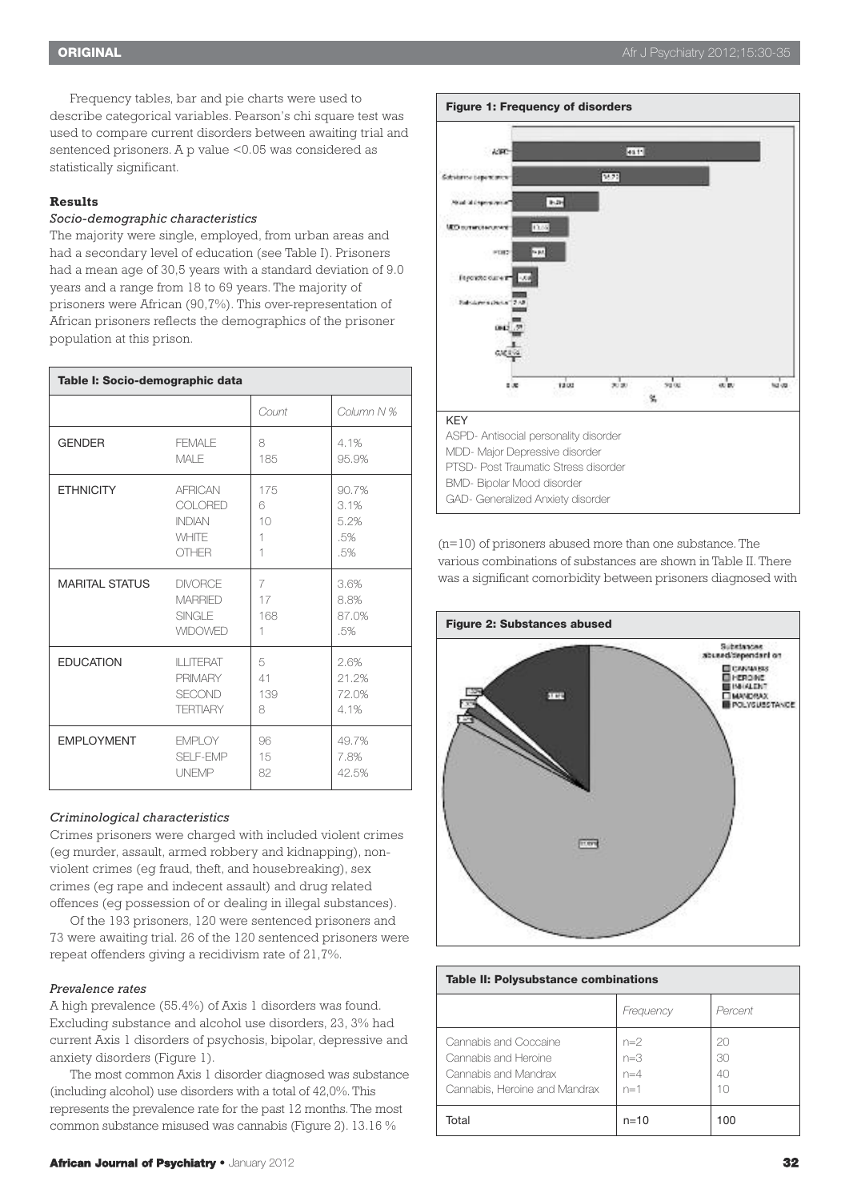Frequency tables, bar and pie charts were used to describe categorical variables. Pearson's chi square test was used to compare current disorders between awaiting trial and sentenced prisoners. A p value <0.05 was considered as statistically significant.

## Results

### *Socio-demographic characteristics*

The majority were single, employed, from urban areas and had a secondary level of education (see Table I). Prisoners had a mean age of 30,5 years with a standard deviation of 9.0 years and a range from 18 to 69 years. The majority of prisoners were African (90,7%). This over-representation of African prisoners reflects the demographics of the prisoner population at this prison.

**Table I: Socio-demographic data**

| | | Count | Column N % |
|---|---|---|---|
| GENDER | FEMALE | 8 | 4.1% |
| | MALE | 185 | 95.9% |
| ETHNICITY | AFRICAN | 175 | 90.7% |
| | COLORED | 6 | 3.1% |
| | INDIAN | 10 | 5.2% |
| | WHITE | 1 | .5% |
| | OTHER | 1 | .5% |
| MARITAL STATUS | DIVORCE | 7 | 3.6% |
| | MARRIED | 17 | 8.8% |
| | SINGLE | 168 | 87.0% |
| | WIDOWED | 1 | .5% |
| EDUCATION | ILLITERAT | 5 | 2.6% |
| | PRIMARY | 41 | 21.2% |
| | SECOND | 139 | 72.0% |
| | TERTIARY | 8 | 4.1% |
| EMPLOYMENT | EMPLOY | 96 | 49.7% |
| | SELF-EMP | 15 | 7.8% |
| | UNEMP | 82 | 42.5% |

### *Criminological characteristics*

Crimes prisoners were charged with included violent crimes (eg murder, assault, armed robbery and kidnapping), non-violent crimes (eg fraud, theft, and housebreaking), sex crimes (eg rape and indecent assault) and drug related offences (eg possession of or dealing in illegal substances).

Of the 193 prisoners, 120 were sentenced prisoners and 73 were awaiting trial. 26 of the 120 sentenced prisoners were repeat offenders giving a recidivism rate of 21,7%.

### *Prevalence rates*

A high prevalence (55.4%) of Axis 1 disorders was found. Excluding substance and alcohol use disorders, 23, 3% had current Axis 1 disorders of psychosis, bipolar, depressive and anxiety disorders (Figure 1).

The most common Axis 1 disorder diagnosed was substance (including alcohol) use disorders with a total of 42,0%. This represents the prevalence rate for the past 12 months. The most common substance misused was cannabis (Figure 2). 13.16 % (n=10) of prisoners abused more than one substance. The various combinations of substances are shown in Table II. There was a significant comorbidity between prisoners diagnosed with

**Figure 1: Frequency of disorders**

KEY
ASPD- Antisocial personality disorder
MDD- Major Depressive disorder
PTSD- Post Traumatic Stress disorder
BMD- Bipolar Mood disorder
GAD- Generalized Anxiety disorder

**Figure 2: Substances abused**

**Table II: Polysubstance combinations**

| | Frequency | Percent |
|---|---|---|
| Cannabis and Coccaine | n=2 | 20 |
| Cannabis and Heroine | n=3 | 30 |
| Cannabis and Mandrax | n=4 | 40 |
| Cannabis, Heroine and Mandrax | n=1 | 10 |
| Total | n=10 | 100 |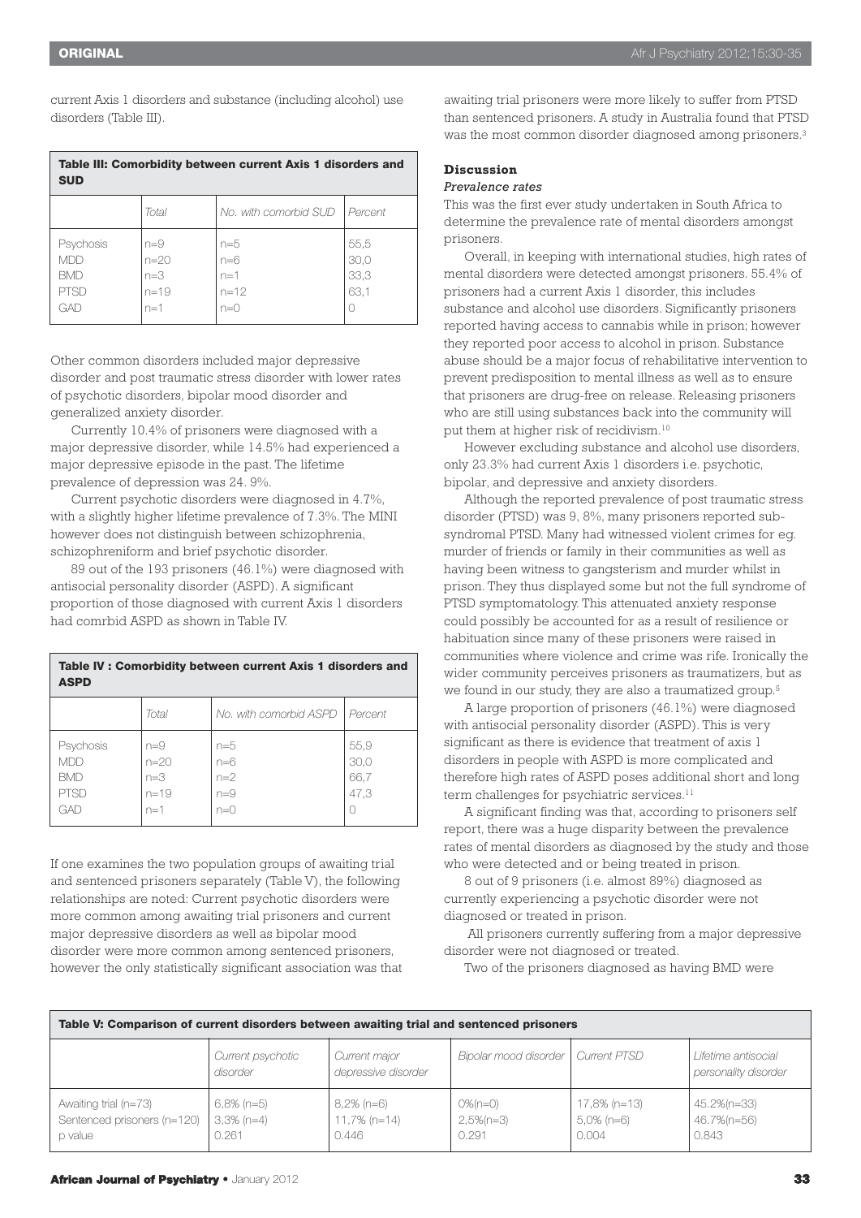current Axis 1 disorders and substance (including alcohol) use disorders (Table III).

**Table III: Comorbidity between current Axis 1 disorders and SUD**

| | Total | No. with comorbid SUD | Percent |
|---|---|---|---|
| Psychosis | n=9 | n=5 | 55,5 |
| MDD | n=20 | n=6 | 30,0 |
| BMD | n=3 | n=1 | 33,3 |
| PTSD | n=19 | n=12 | 63,1 |
| GAD | n=1 | n=0 | 0 |

Other common disorders included major depressive disorder and post traumatic stress disorder with lower rates of psychotic disorders, bipolar mood disorder and generalized anxiety disorder.

Currently 10.4% of prisoners were diagnosed with a major depressive disorder, while 14.5% had experienced a major depressive episode in the past. The lifetime prevalence of depression was 24. 9%.

Current psychotic disorders were diagnosed in 4.7%, with a slightly higher lifetime prevalence of 7.3%. The MINI however does not distinguish between schizophrenia, schizophreniform and brief psychotic disorder.

89 out of the 193 prisoners (46.1%) were diagnosed with antisocial personality disorder (ASPD). A significant proportion of those diagnosed with current Axis 1 disorders had comrbid ASPD as shown in Table IV.

**Table IV : Comorbidity between current Axis 1 disorders and ASPD**

| | Total | No. with comorbid ASPD | Percent |
|---|---|---|---|
| Psychosis | n=9 | n=5 | 55,9 |
| MDD | n=20 | n=6 | 30,0 |
| BMD | n=3 | n=2 | 66,7 |
| PTSD | n=19 | n=9 | 47,3 |
| GAD | n=1 | n=0 | 0 |

If one examines the two population groups of awaiting trial and sentenced prisoners separately (Table V), the following relationships are noted: Current psychotic disorders were more common among awaiting trial prisoners and current major depressive disorders as well as bipolar mood disorder were more common among sentenced prisoners, however the only statistically significant association was that awaiting trial prisoners were more likely to suffer from PTSD than sentenced prisoners. A study in Australia found that PTSD was the most common disorder diagnosed among prisoners.[3]

### Discussion

*Prevalence rates*

This was the first ever study undertaken in South Africa to determine the prevalence rate of mental disorders amongst prisoners.

Overall, in keeping with international studies, high rates of mental disorders were detected amongst prisoners. 55.4% of prisoners had a current Axis 1 disorder, this includes substance and alcohol use disorders. Significantly prisoners reported having access to cannabis while in prison; however they reported poor access to alcohol in prison. Substance abuse should be a major focus of rehabilitative intervention to prevent predisposition to mental illness as well as to ensure that prisoners are drug-free on release. Releasing prisoners who are still using substances back into the community will put them at higher risk of recidivism.[10]

However excluding substance and alcohol use disorders, only 23.3% had current Axis 1 disorders i.e. psychotic, bipolar, and depressive and anxiety disorders.

Although the reported prevalence of post traumatic stress disorder (PTSD) was 9, 8%, many prisoners reported sub-syndromal PTSD. Many had witnessed violent crimes for eg. murder of friends or family in their communities as well as having been witness to gangsterism and murder whilst in prison. They thus displayed some but not the full syndrome of PTSD symptomatology. This attenuated anxiety response could possibly be accounted for as a result of resilience or habituation since many of these prisoners were raised in communities where violence and crime was rife. Ironically the wider community perceives prisoners as traumatizers, but as we found in our study, they are also a traumatized group.[5]

A large proportion of prisoners (46.1%) were diagnosed with antisocial personality disorder (ASPD). This is very significant as there is evidence that treatment of axis 1 disorders in people with ASPD is more complicated and therefore high rates of ASPD poses additional short and long term challenges for psychiatric services.[11]

A significant finding was that, according to prisoners self report, there was a huge disparity between the prevalence rates of mental disorders as diagnosed by the study and those who were detected and or being treated in prison.

8 out of 9 prisoners (i.e. almost 89%) diagnosed as currently experiencing a psychotic disorder were not diagnosed or treated in prison.

All prisoners currently suffering from a major depressive disorder were not diagnosed or treated.

Two of the prisoners diagnosed as having BMD were

**Table V: Comparison of current disorders between awaiting trial and sentenced prisoners**

| | Current psychotic disorder | Current major depressive disorder | Bipolar mood disorder | Current PTSD | Lifetime antisocial personality disorder |
|---|---|---|---|---|---|
| Awaiting trial (n=73) | 6,8% (n=5) | 8,2% (n=6) | 0%(n=0) | 17,8% (n=13) | 45.2%(n=33) |
| Sentenced prisoners (n=120) | 3,3% (n=4) | 11,7% (n=14) | 2,5%(n=3) | 5,0% (n=6) | 46.7%(n=56) |
| p value | 0.261 | 0.446 | 0.291 | 0.004 | 0.843 |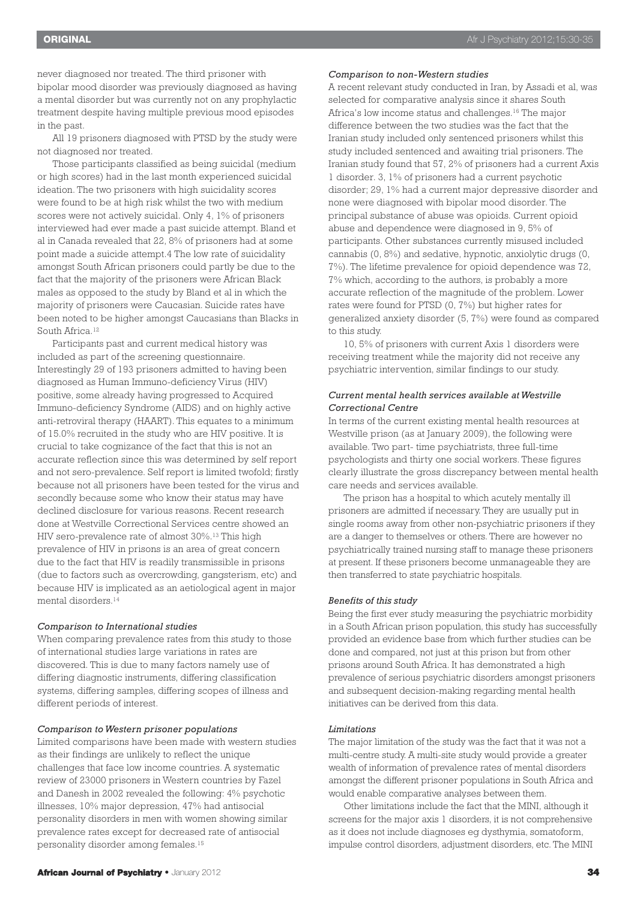never diagnosed nor treated. The third prisoner with bipolar mood disorder was previously diagnosed as having a mental disorder but was currently not on any prophylactic treatment despite having multiple previous mood episodes in the past.

All 19 prisoners diagnosed with PTSD by the study were not diagnosed nor treated.

Those participants classified as being suicidal (medium or high scores) had in the last month experienced suicidal ideation. The two prisoners with high suicidality scores were found to be at high risk whilst the two with medium scores were not actively suicidal. Only 4, 1% of prisoners interviewed had ever made a past suicide attempt. Bland et al in Canada revealed that 22, 8% of prisoners had at some point made a suicide attempt.4 The low rate of suicidality amongst South African prisoners could partly be due to the fact that the majority of the prisoners were African Black males as opposed to the study by Bland et al in which the majority of prisoners were Caucasian. Suicide rates have been noted to be higher amongst Caucasians than Blacks in South Africa.[12]

Participants past and current medical history was included as part of the screening questionnaire. Interestingly 29 of 193 prisoners admitted to having been diagnosed as Human Immuno-deficiency Virus (HIV) positive, some already having progressed to Acquired Immuno-deficiency Syndrome (AIDS) and on highly active anti-retroviral therapy (HAART). This equates to a minimum of 15.0% recruited in the study who are HIV positive. It is crucial to take cognizance of the fact that this is not an accurate reflection since this was determined by self report and not sero-prevalence. Self report is limited twofold; firstly because not all prisoners have been tested for the virus and secondly because some who know their status may have declined disclosure for various reasons. Recent research done at Westville Correctional Services centre showed an HIV sero-prevalence rate of almost 30%.[13] This high prevalence of HIV in prisons is an area of great concern due to the fact that HIV is readily transmissible in prisons (due to factors such as overcrowding, gangsterism, etc) and because HIV is implicated as an aetiological agent in major mental disorders.[14]

### *Comparison to International studies*

When comparing prevalence rates from this study to those of international studies large variations in rates are discovered. This is due to many factors namely use of differing diagnostic instruments, differing classification systems, differing samples, differing scopes of illness and different periods of interest.

### *Comparison to Western prisoner populations*

Limited comparisons have been made with western studies as their findings are unlikely to reflect the unique challenges that face low income countries. A systematic review of 23000 prisoners in Western countries by Fazel and Danesh in 2002 revealed the following: 4% psychotic illnesses, 10% major depression, 47% had antisocial personality disorders in men with women showing similar prevalence rates except for decreased rate of antisocial personality disorder among females.[15]

### *Comparison to non-Western studies*

A recent relevant study conducted in Iran, by Assadi et al, was selected for comparative analysis since it shares South Africa's low income status and challenges.[16] The major difference between the two studies was the fact that the Iranian study included only sentenced prisoners whilst this study included sentenced and awaiting trial prisoners. The Iranian study found that 57, 2% of prisoners had a current Axis 1 disorder. 3, 1% of prisoners had a current psychotic disorder; 29, 1% had a current major depressive disorder and none were diagnosed with bipolar mood disorder. The principal substance of abuse was opioids. Current opioid abuse and dependence were diagnosed in 9, 5% of participants. Other substances currently misused included cannabis (0, 8%) and sedative, hypnotic, anxiolytic drugs (0, 7%). The lifetime prevalence for opioid dependence was 72, 7% which, according to the authors, is probably a more accurate reflection of the magnitude of the problem. Lower rates were found for PTSD (0, 7%) but higher rates for generalized anxiety disorder (5, 7%) were found as compared to this study.

10, 5% of prisoners with current Axis 1 disorders were receiving treatment while the majority did not receive any psychiatric intervention, similar findings to our study.

### *Current mental health services available at Westville Correctional Centre*

In terms of the current existing mental health resources at Westville prison (as at January 2009), the following were available. Two part- time psychiatrists, three full-time psychologists and thirty one social workers. These figures clearly illustrate the gross discrepancy between mental health care needs and services available.

The prison has a hospital to which acutely mentally ill prisoners are admitted if necessary. They are usually put in single rooms away from other non-psychiatric prisoners if they are a danger to themselves or others. There are however no psychiatrically trained nursing staff to manage these prisoners at present. If these prisoners become unmanageable they are then transferred to state psychiatric hospitals.

### *Benefits of this study*

Being the first ever study measuring the psychiatric morbidity in a South African prison population, this study has successfully provided an evidence base from which further studies can be done and compared, not just at this prison but from other prisons around South Africa. It has demonstrated a high prevalence of serious psychiatric disorders amongst prisoners and subsequent decision-making regarding mental health initiatives can be derived from this data.

### *Limitations*

The major limitation of the study was the fact that it was not a multi-centre study. A multi-site study would provide a greater wealth of information of prevalence rates of mental disorders amongst the different prisoner populations in South Africa and would enable comparative analyses between them.

Other limitations include the fact that the MINI, although it screens for the major axis 1 disorders, it is not comprehensive as it does not include diagnoses eg dysthymia, somatoform, impulse control disorders, adjustment disorders, etc. The MINI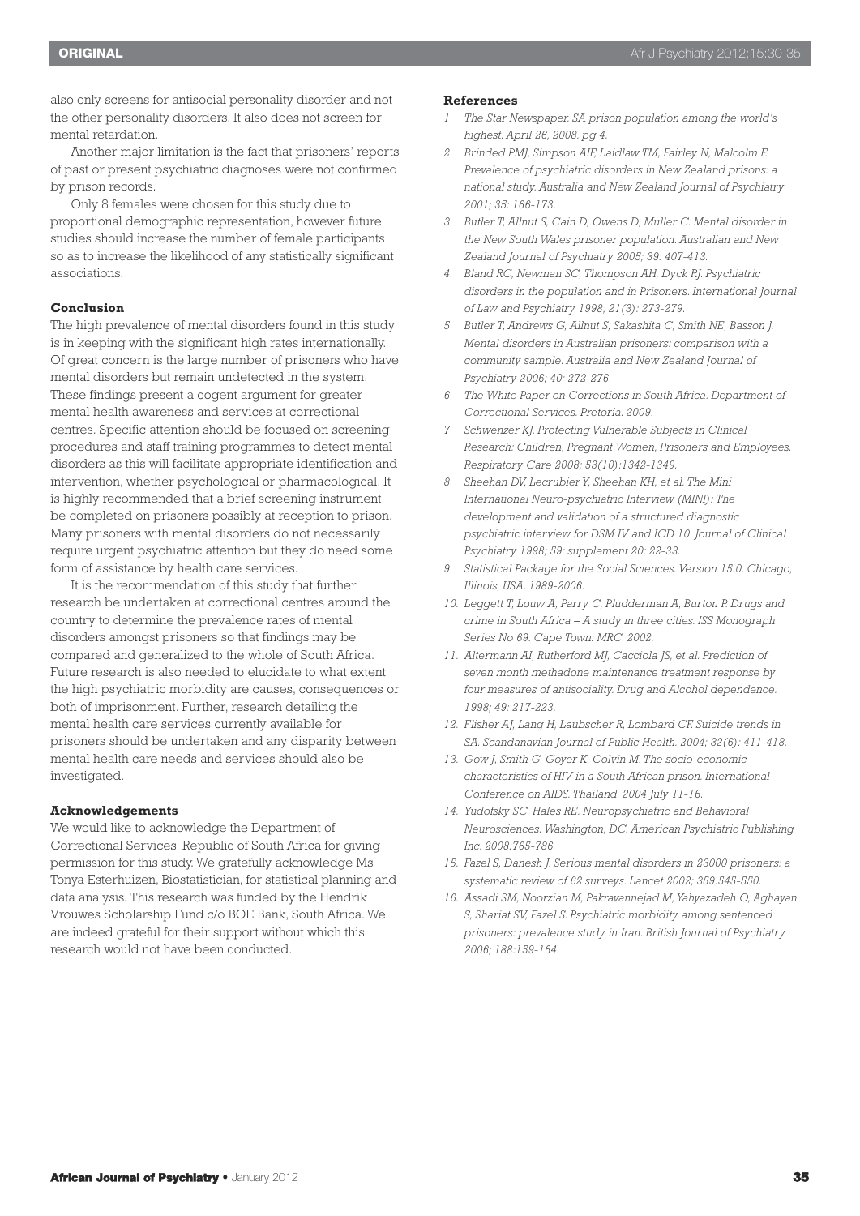also only screens for antisocial personality disorder and not the other personality disorders. It also does not screen for mental retardation.

Another major limitation is the fact that prisoners' reports of past or present psychiatric diagnoses were not confirmed by prison records.

Only 8 females were chosen for this study due to proportional demographic representation, however future studies should increase the number of female participants so as to increase the likelihood of any statistically significant associations.

### Conclusion

The high prevalence of mental disorders found in this study is in keeping with the significant high rates internationally. Of great concern is the large number of prisoners who have mental disorders but remain undetected in the system. These findings present a cogent argument for greater mental health awareness and services at correctional centres. Specific attention should be focused on screening procedures and staff training programmes to detect mental disorders as this will facilitate appropriate identification and intervention, whether psychological or pharmacological. It is highly recommended that a brief screening instrument be completed on prisoners possibly at reception to prison. Many prisoners with mental disorders do not necessarily require urgent psychiatric attention but they do need some form of assistance by health care services.

It is the recommendation of this study that further research be undertaken at correctional centres around the country to determine the prevalence rates of mental disorders amongst prisoners so that findings may be compared and generalized to the whole of South Africa. Future research is also needed to elucidate to what extent the high psychiatric morbidity are causes, consequences or both of imprisonment. Further, research detailing the mental health care services currently available for prisoners should be undertaken and any disparity between mental health care needs and services should also be investigated.

### Acknowledgements

We would like to acknowledge the Department of Correctional Services, Republic of South Africa for giving permission for this study. We gratefully acknowledge Ms Tonya Esterhuizen, Biostatistician, for statistical planning and data analysis. This research was funded by the Hendrik Vrouwes Scholarship Fund c/o BOE Bank, South Africa. We are indeed grateful for their support without which this research would not have been conducted.

### References

1. *The Star Newspaper. SA prison population among the world's highest. April 26, 2008. pg 4.*
2. *Brinded PMJ, Simpson AIF, Laidlaw TM, Fairley N, Malcolm F. Prevalence of psychiatric disorders in New Zealand prisons: a national study. Australia and New Zealand Journal of Psychiatry 2001; 35: 166-173.*
3. *Butler T, Allnut S, Cain D, Owens D, Muller C. Mental disorder in the New South Wales prisoner population. Australian and New Zealand Journal of Psychiatry 2005; 39: 407-413.*
4. *Bland RC, Newman SC, Thompson AH, Dyck RJ. Psychiatric disorders in the population and in Prisoners. International Journal of Law and Psychiatry 1998; 21(3): 273-279.*
5. *Butler T, Andrews G, Allnut S, Sakashita C, Smith NE, Basson J. Mental disorders in Australian prisoners: comparison with a community sample. Australia and New Zealand Journal of Psychiatry 2006; 40: 272-276.*
6. *The White Paper on Corrections in South Africa. Department of Correctional Services. Pretoria. 2009.*
7. *Schwenzer KJ. Protecting Vulnerable Subjects in Clinical Research: Children, Pregnant Women, Prisoners and Employees. Respiratory Care 2008; 53(10):1342-1349.*
8. *Sheehan DV, Lecrubier Y, Sheehan KH, et al. The Mini International Neuro-psychiatric Interview (MINI): The development and validation of a structured diagnostic psychiatric interview for DSM IV and ICD 10. Journal of Clinical Psychiatry 1998; 59: supplement 20: 22-33.*
9. *Statistical Package for the Social Sciences. Version 15.0. Chicago, Illinois, USA. 1989-2006.*
10. *Leggett T, Louw A, Parry C, Pludderman A, Burton P. Drugs and crime in South Africa – A study in three cities. ISS Monograph Series No 69. Cape Town: MRC. 2002.*
11. *Altermann AI, Rutherford MJ, Cacciola JS, et al. Prediction of seven month methadone maintenance treatment response by four measures of antisociality. Drug and Alcohol dependence. 1998; 49: 217-223.*
12. *Flisher AJ, Lang H, Laubscher R, Lombard CF. Suicide trends in SA. Scandanavian Journal of Public Health. 2004; 32(6): 411-418.*
13. *Gow J, Smith G, Goyer K, Colvin M. The socio-economic characteristics of HIV in a South African prison. International Conference on AIDS. Thailand. 2004 July 11-16.*
14. *Yudofsky SC, Hales RE. Neuropsychiatric and Behavioral Neurosciences. Washington, DC. American Psychiatric Publishing Inc. 2008:765-786.*
15. *Fazel S, Danesh J. Serious mental disorders in 23000 prisoners: a systematic review of 62 surveys. Lancet 2002; 359:545-550.*
16. *Assadi SM, Noorzian M, Pakravannejad M, Yahyazadeh O, Aghayan S, Shariat SV, Fazel S. Psychiatric morbidity among sentenced prisoners: prevalence study in Iran. British Journal of Psychiatry 2006; 188:159-164.*